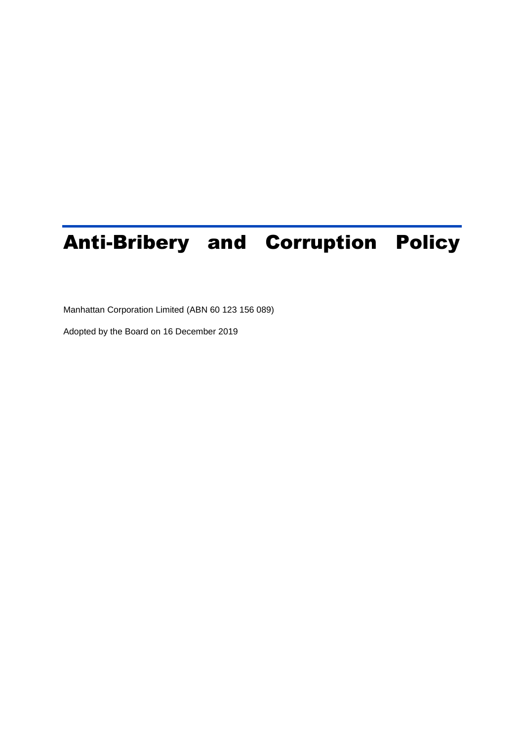# Anti-Bribery and Corruption Policy

Manhattan Corporation Limited (ABN 60 123 156 089)

Adopted by the Board on 16 December 2019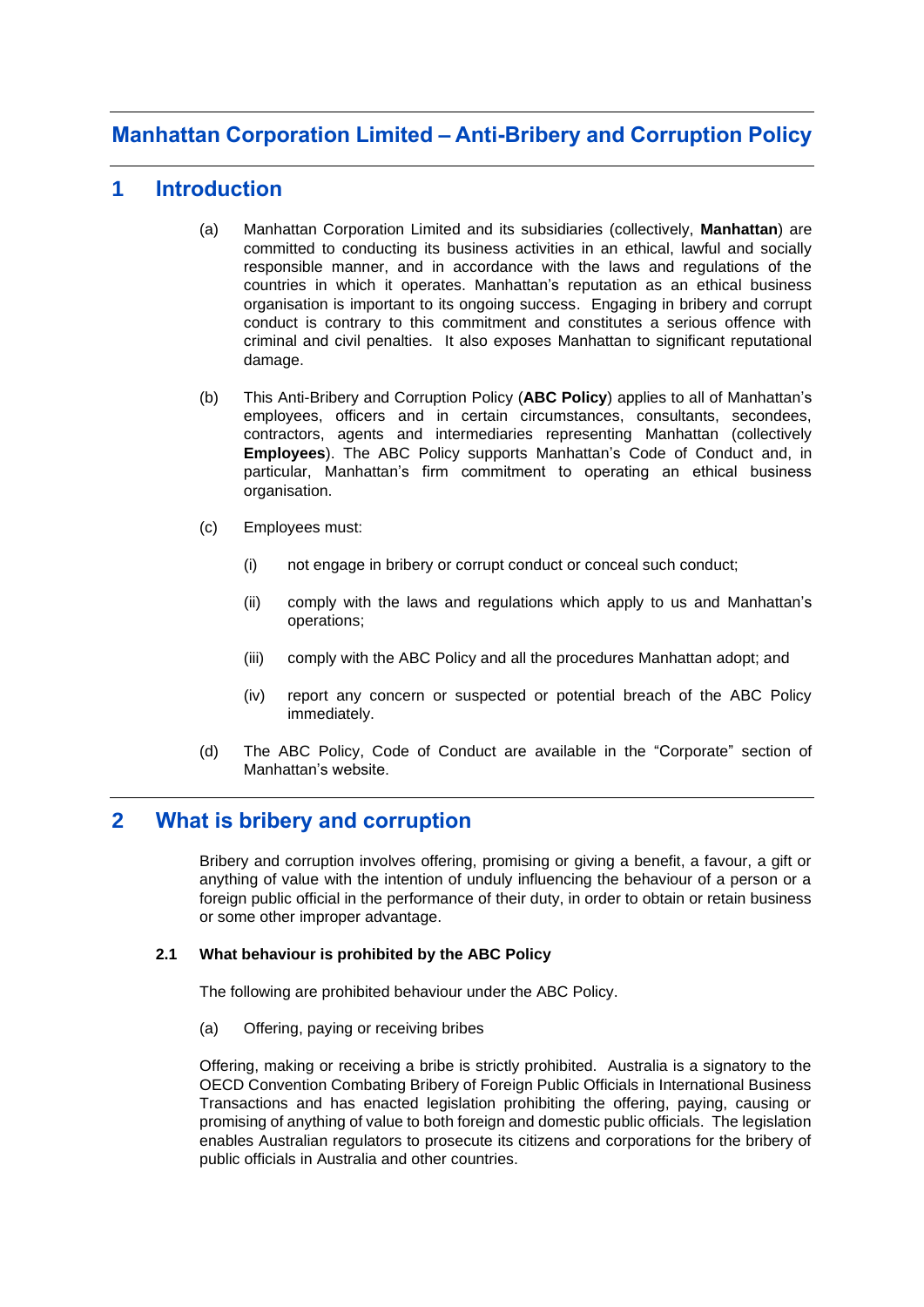# Manhattan Corporation Limited – Anti-Bribery and Corruption Policy

## 1 Introduction

(a) Manhattan Corporation Limited and its subsidiaries (collectively, **Manhattan**) are committed to conducting its business activities in an ethical, lawful and socially responsible manner, and in accordance with the laws and regulations of the countries in which it operates. Manhattan's reputation as an ethical business organisation is important to its ongoing success. Engaging in bribery and corrupt conduct is contrary to this commitment and constitutes a serious offence with criminal and civil penalties. It also exposes Manhattan to significant reputational damage.

(b) This Anti-Bribery and Corruption Policy (**ABC Policy**) applies to all of Manhattan's employees, officers and in certain circumstances, consultants, secondees, contractors, agents and intermediaries representing Manhattan (collectively **Employees**). The ABC Policy supports Manhattan's Code of Conduct and, in particular, Manhattan's firm commitment to operating an ethical business organisation.

(c) Employees must:

(i) not engage in bribery or corrupt conduct or conceal such conduct;

(ii) comply with the laws and regulations which apply to us and Manhattan's operations;

(iii) comply with the ABC Policy and all the procedures Manhattan adopt; and

(iv) report any concern or suspected or potential breach of the ABC Policy immediately.

(d) The ABC Policy, Code of Conduct are available in the "Corporate" section of Manhattan's website.

## 2 What is bribery and corruption

Bribery and corruption involves offering, promising or giving a benefit, a favour, a gift or anything of value with the intention of unduly influencing the behaviour of a person or a foreign public official in the performance of their duty, in order to obtain or retain business or some other improper advantage.

### 2.1 What behaviour is prohibited by the ABC Policy

The following are prohibited behaviour under the ABC Policy.

(a) Offering, paying or receiving bribes

Offering, making or receiving a bribe is strictly prohibited. Australia is a signatory to the OECD Convention Combating Bribery of Foreign Public Officials in International Business Transactions and has enacted legislation prohibiting the offering, paying, causing or promising of anything of value to both foreign and domestic public officials. The legislation enables Australian regulators to prosecute its citizens and corporations for the bribery of public officials in Australia and other countries.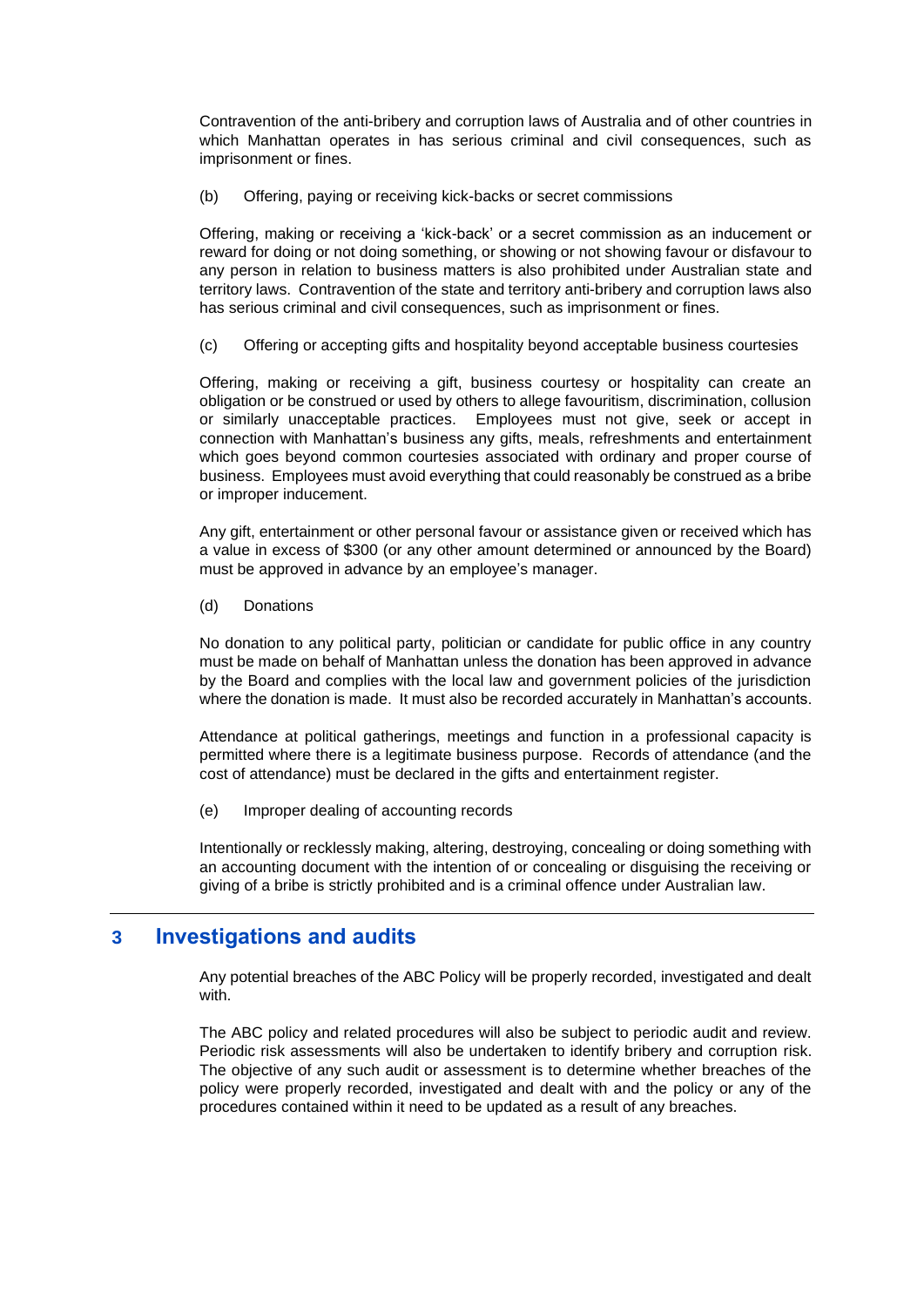Contravention of the anti-bribery and corruption laws of Australia and of other countries in which Manhattan operates in has serious criminal and civil consequences, such as imprisonment or fines.

(b) Offering, paying or receiving kick-backs or secret commissions

Offering, making or receiving a 'kick-back' or a secret commission as an inducement or reward for doing or not doing something, or showing or not showing favour or disfavour to any person in relation to business matters is also prohibited under Australian state and territory laws. Contravention of the state and territory anti-bribery and corruption laws also has serious criminal and civil consequences, such as imprisonment or fines.

(c) Offering or accepting gifts and hospitality beyond acceptable business courtesies

Offering, making or receiving a gift, business courtesy or hospitality can create an obligation or be construed or used by others to allege favouritism, discrimination, collusion or similarly unacceptable practices. Employees must not give, seek or accept in connection with Manhattan's business any gifts, meals, refreshments and entertainment which goes beyond common courtesies associated with ordinary and proper course of business. Employees must avoid everything that could reasonably be construed as a bribe or improper inducement.

Any gift, entertainment or other personal favour or assistance given or received which has a value in excess of $300 (or any other amount determined or announced by the Board) must be approved in advance by an employee's manager.

(d) Donations

No donation to any political party, politician or candidate for public office in any country must be made on behalf of Manhattan unless the donation has been approved in advance by the Board and complies with the local law and government policies of the jurisdiction where the donation is made. It must also be recorded accurately in Manhattan's accounts.

Attendance at political gatherings, meetings and function in a professional capacity is permitted where there is a legitimate business purpose. Records of attendance (and the cost of attendance) must be declared in the gifts and entertainment register.

(e) Improper dealing of accounting records

Intentionally or recklessly making, altering, destroying, concealing or doing something with an accounting document with the intention of or concealing or disguising the receiving or giving of a bribe is strictly prohibited and is a criminal offence under Australian law.

# 3 Investigations and audits

Any potential breaches of the ABC Policy will be properly recorded, investigated and dealt with.

The ABC policy and related procedures will also be subject to periodic audit and review. Periodic risk assessments will also be undertaken to identify bribery and corruption risk. The objective of any such audit or assessment is to determine whether breaches of the policy were properly recorded, investigated and dealt with and the policy or any of the procedures contained within it need to be updated as a result of any breaches.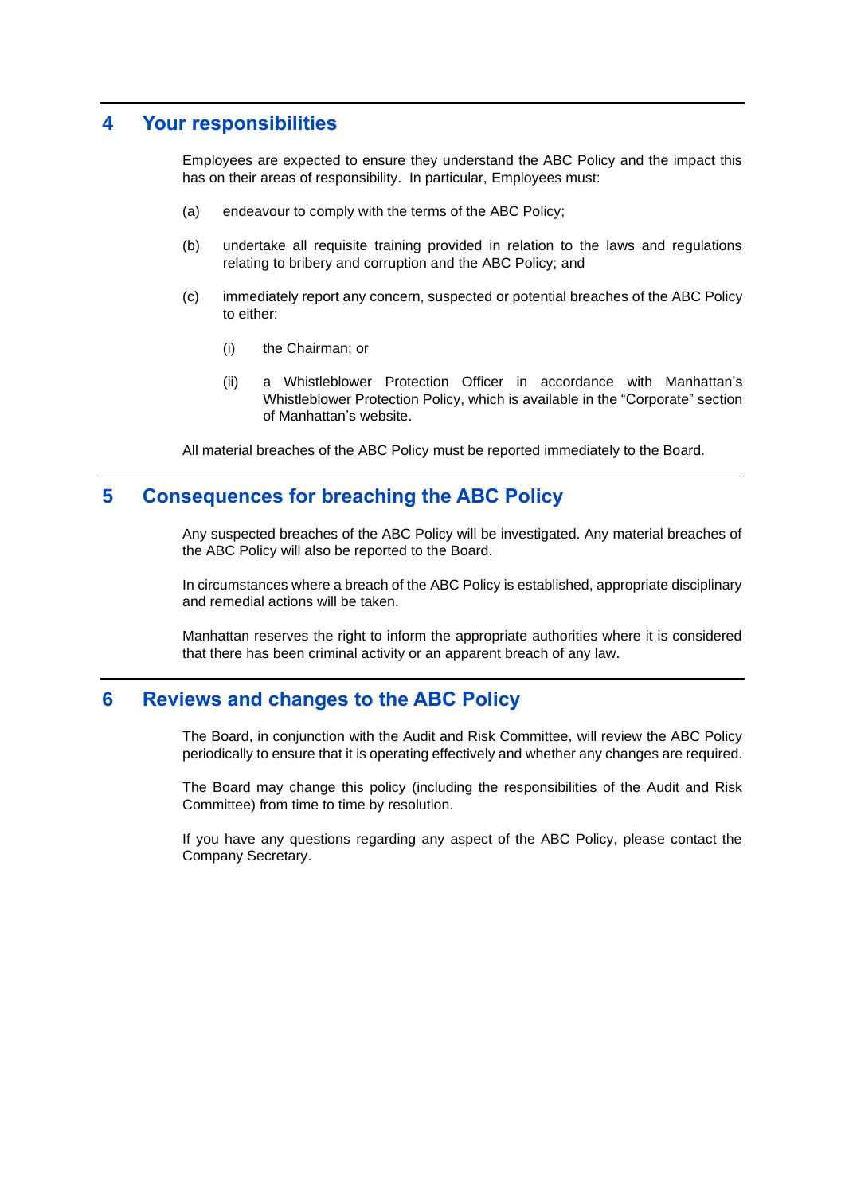## 4 Your responsibilities

Employees are expected to ensure they understand the ABC Policy and the impact this has on their areas of responsibility. In particular, Employees must:

(a) endeavour to comply with the terms of the ABC Policy;

(b) undertake all requisite training provided in relation to the laws and regulations relating to bribery and corruption and the ABC Policy; and

(c) immediately report any concern, suspected or potential breaches of the ABC Policy to either:

   (i) the Chairman; or

   (ii) a Whistleblower Protection Officer in accordance with Manhattan's Whistleblower Protection Policy, which is available in the "Corporate" section of Manhattan's website.

All material breaches of the ABC Policy must be reported immediately to the Board.

## 5 Consequences for breaching the ABC Policy

Any suspected breaches of the ABC Policy will be investigated. Any material breaches of the ABC Policy will also be reported to the Board.

In circumstances where a breach of the ABC Policy is established, appropriate disciplinary and remedial actions will be taken.

Manhattan reserves the right to inform the appropriate authorities where it is considered that there has been criminal activity or an apparent breach of any law.

## 6 Reviews and changes to the ABC Policy

The Board, in conjunction with the Audit and Risk Committee, will review the ABC Policy periodically to ensure that it is operating effectively and whether any changes are required.

The Board may change this policy (including the responsibilities of the Audit and Risk Committee) from time to time by resolution.

If you have any questions regarding any aspect of the ABC Policy, please contact the Company Secretary.